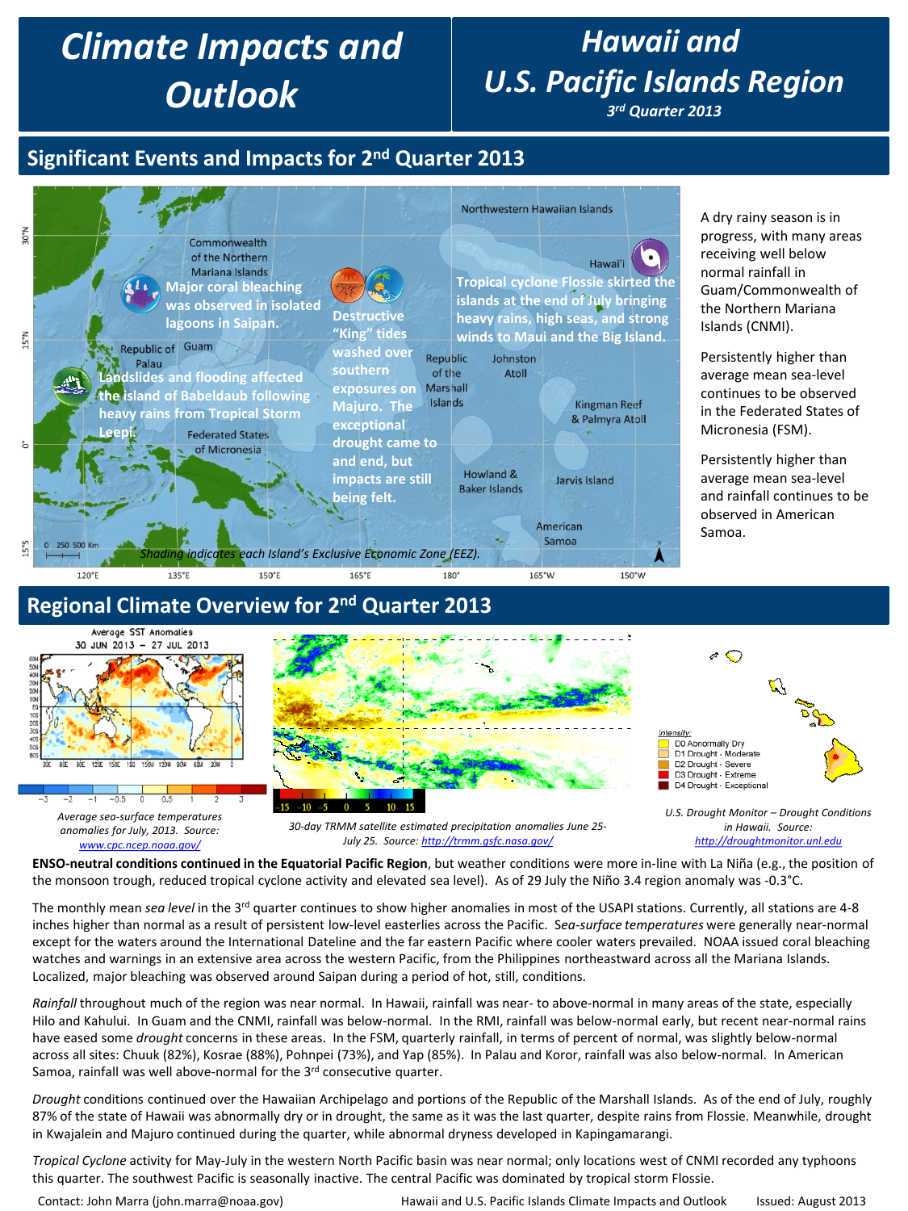# Climate Impacts and Outlook

# Hawaii and U.S. Pacific Islands Region

***3rd Quarter 2013***

## Significant Events and Impacts for 2nd Quarter 2013

Commonwealth of the Northern Mariana Islands: Major coral bleaching was observed in isolated lagoons in Saipan.

Destructive "King" tides washed over southern exposures on Majuro. The exceptional drought came to and end, but impacts are still being felt.

Hawai'i: Tropical cyclone Flossie skirted the islands at the end of July bringing heavy rains, high seas, and strong winds to Maui and the Big Island.

Republic of Palau: Landslides and flooding affected the island of Babeldaub following heavy rains from Tropical Storm Leepi.

*Shading indicates each Island's Exclusive Economic Zone (EEZ).*

A dry rainy season is in progress, with many areas receiving well below normal rainfall in Guam/Commonwealth of the Northern Mariana Islands (CNMI).

Persistently higher than average mean sea-level continues to be observed in the Federated States of Micronesia (FSM).

Persistently higher than average mean sea-level and rainfall continues to be observed in American Samoa.

## Regional Climate Overview for 2nd Quarter 2013

*Average sea-surface temperatures anomalies for July, 2013. Source: www.cpc.ncep.noaa.gov/*

*30-day TRMM satellite estimated precipitation anomalies June 25-July 25. Source: http://trmm.gsfc.nasa.gov/*

*U.S. Drought Monitor – Drought Conditions in Hawaii. Source: http://droughtmonitor.unl.edu*

**ENSO-neutral conditions continued in the Equatorial Pacific Region**, but weather conditions were more in-line with La Niña (e.g., the position of the monsoon trough, reduced tropical cyclone activity and elevated sea level). As of 29 July the Niño 3.4 region anomaly was -0.3°C.

The monthly mean *sea level* in the 3rd quarter continues to show higher anomalies in most of the USAPI stations. Currently, all stations are 4-8 inches higher than normal as a result of persistent low-level easterlies across the Pacific. S*ea-surface temperatures* were generally near-normal except for the waters around the International Dateline and the far eastern Pacific where cooler waters prevailed. NOAA issued coral bleaching watches and warnings in an extensive area across the western Pacific, from the Philippines northeastward across all the Mariana Islands. Localized, major bleaching was observed around Saipan during a period of hot, still, conditions.

*Rainfall* throughout much of the region was near normal. In Hawaii, rainfall was near- to above-normal in many areas of the state, especially Hilo and Kahului. In Guam and the CNMI, rainfall was below-normal. In the RMI, rainfall was below-normal early, but recent near-normal rains have eased some *drought* concerns in these areas. In the FSM, quarterly rainfall, in terms of percent of normal, was slightly below-normal across all sites: Chuuk (82%), Kosrae (88%), Pohnpei (73%), and Yap (85%). In Palau and Koror, rainfall was also below-normal. In American Samoa, rainfall was well above-normal for the 3rd consecutive quarter.

*Drought* conditions continued over the Hawaiian Archipelago and portions of the Republic of the Marshall Islands. As of the end of July, roughly 87% of the state of Hawaii was abnormally dry or in drought, the same as it was the last quarter, despite rains from Flossie. Meanwhile, drought in Kwajalein and Majuro continued during the quarter, while abnormal dryness developed in Kapingamarangi.

*Tropical Cyclone* activity for May-July in the western North Pacific basin was near normal; only locations west of CNMI recorded any typhoons this quarter. The southwest Pacific is seasonally inactive. The central Pacific was dominated by tropical storm Flossie.

Contact: John Marra (john.marra@noaa.gov) Issued: August 2013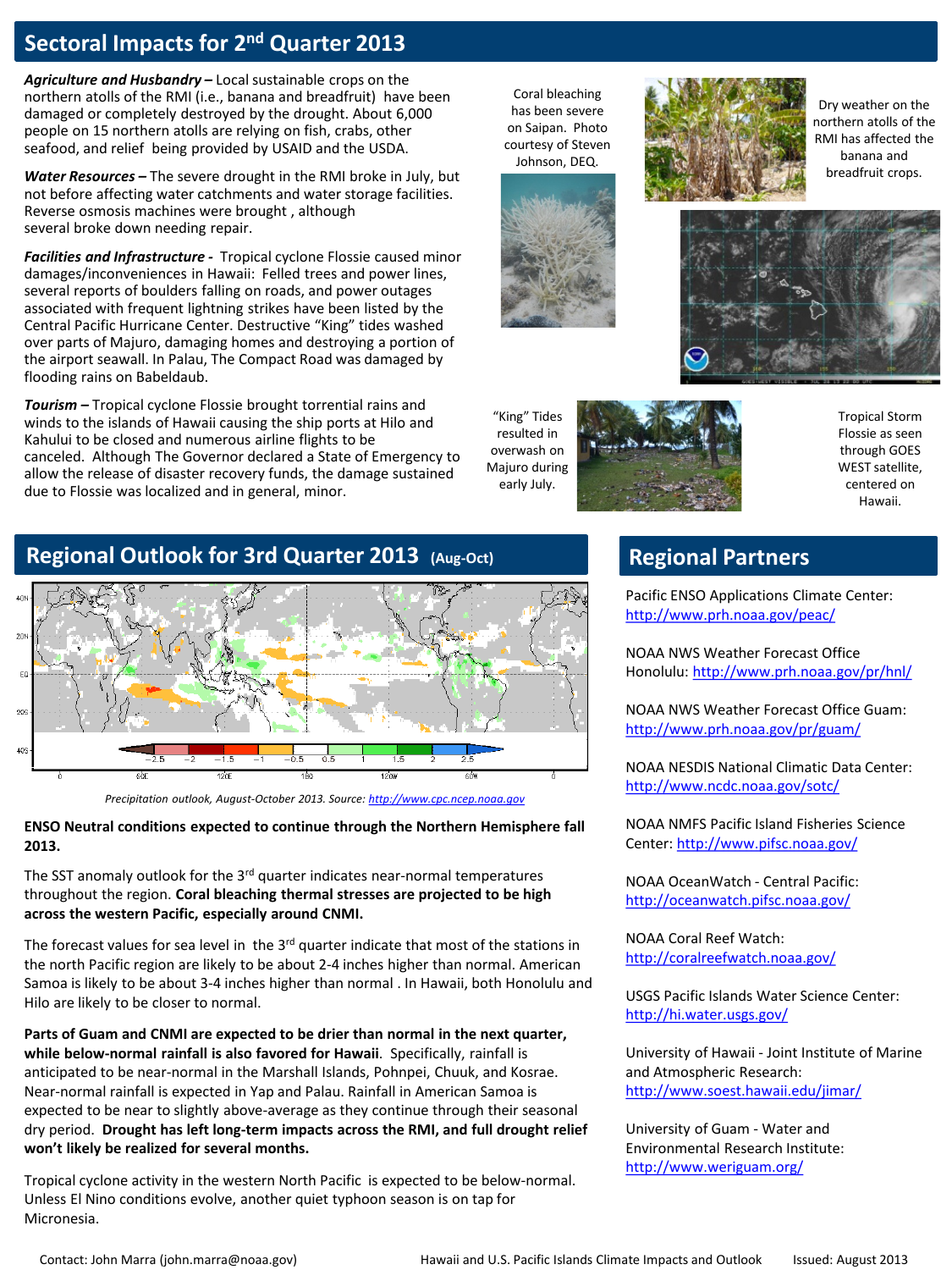## Sectoral Impacts for 2nd Quarter 2013

***Agriculture and Husbandry –*** Local sustainable crops on the northern atolls of the RMI (i.e., banana and breadfruit) have been damaged or completely destroyed by the drought. About 6,000 people on 15 northern atolls are relying on fish, crabs, other seafood, and relief being provided by USAID and the USDA.

***Water Resources –*** The severe drought in the RMI broke in July, but not before affecting water catchments and water storage facilities. Reverse osmosis machines were brought , although several broke down needing repair.

***Facilities and Infrastructure -*** Tropical cyclone Flossie caused minor damages/inconveniences in Hawaii: Felled trees and power lines, several reports of boulders falling on roads, and power outages associated with frequent lightning strikes have been listed by the Central Pacific Hurricane Center. Destructive "King" tides washed over parts of Majuro, damaging homes and destroying a portion of the airport seawall. In Palau, The Compact Road was damaged by flooding rains on Babeldaub.

***Tourism –*** Tropical cyclone Flossie brought torrential rains and winds to the islands of Hawaii causing the ship ports at Hilo and Kahului to be closed and numerous airline flights to be canceled. Although The Governor declared a State of Emergency to allow the release of disaster recovery funds, the damage sustained due to Flossie was localized and in general, minor.

Coral bleaching has been severe on Saipan. Photo courtesy of Steven Johnson, DEQ.

Dry weather on the northern atolls of the RMI has affected the banana and breadfruit crops.

"King" Tides resulted in overwash on Majuro during early July.

Tropical Storm Flossie as seen through GOES WEST satellite, centered on Hawaii.

## Regional Outlook for 3rd Quarter 2013 (Aug-Oct)

−2.5 −2 −1.5 −1 −0.5 0.5 1 1.5 2 2.5

*Precipitation outlook, August-October 2013. Source: http://www.cpc.ncep.noaa.gov*

**ENSO Neutral conditions expected to continue through the Northern Hemisphere fall 2013.**

The SST anomaly outlook for the 3rd quarter indicates near-normal temperatures throughout the region. **Coral bleaching thermal stresses are projected to be high across the western Pacific, especially around CNMI.**

The forecast values for sea level in the 3rd quarter indicate that most of the stations in the north Pacific region are likely to be about 2-4 inches higher than normal. American Samoa is likely to be about 3-4 inches higher than normal . In Hawaii, both Honolulu and Hilo are likely to be closer to normal.

**Parts of Guam and CNMI are expected to be drier than normal in the next quarter, while below-normal rainfall is also favored for Hawaii**. Specifically, rainfall is anticipated to be near-normal in the Marshall Islands, Pohnpei, Chuuk, and Kosrae. Near-normal rainfall is expected in Yap and Palau. Rainfall in American Samoa is expected to be near to slightly above-average as they continue through their seasonal dry period. **Drought has left long-term impacts across the RMI, and full drought relief won't likely be realized for several months.**

Tropical cyclone activity in the western North Pacific is expected to be below-normal. Unless El Nino conditions evolve, another quiet typhoon season is on tap for Micronesia.

## Regional Partners

Pacific ENSO Applications Climate Center: http://www.prh.noaa.gov/peac/

NOAA NWS Weather Forecast Office Honolulu: http://www.prh.noaa.gov/pr/hnl/

NOAA NWS Weather Forecast Office Guam: http://www.prh.noaa.gov/pr/guam/

NOAA NESDIS National Climatic Data Center: http://www.ncdc.noaa.gov/sotc/

NOAA NMFS Pacific Island Fisheries Science Center: http://www.pifsc.noaa.gov/

NOAA OceanWatch - Central Pacific: http://oceanwatch.pifsc.noaa.gov/

NOAA Coral Reef Watch: http://coralreefwatch.noaa.gov/

USGS Pacific Islands Water Science Center: http://hi.water.usgs.gov/

University of Hawaii - Joint Institute of Marine and Atmospheric Research: http://www.soest.hawaii.edu/jimar/

University of Guam - Water and Environmental Research Institute: http://www.weriguam.org/

Contact: John Marra (john.marra@noaa.gov) Hawaii and U.S. Pacific Islands Climate Impacts and Outlook Issued: August 2013